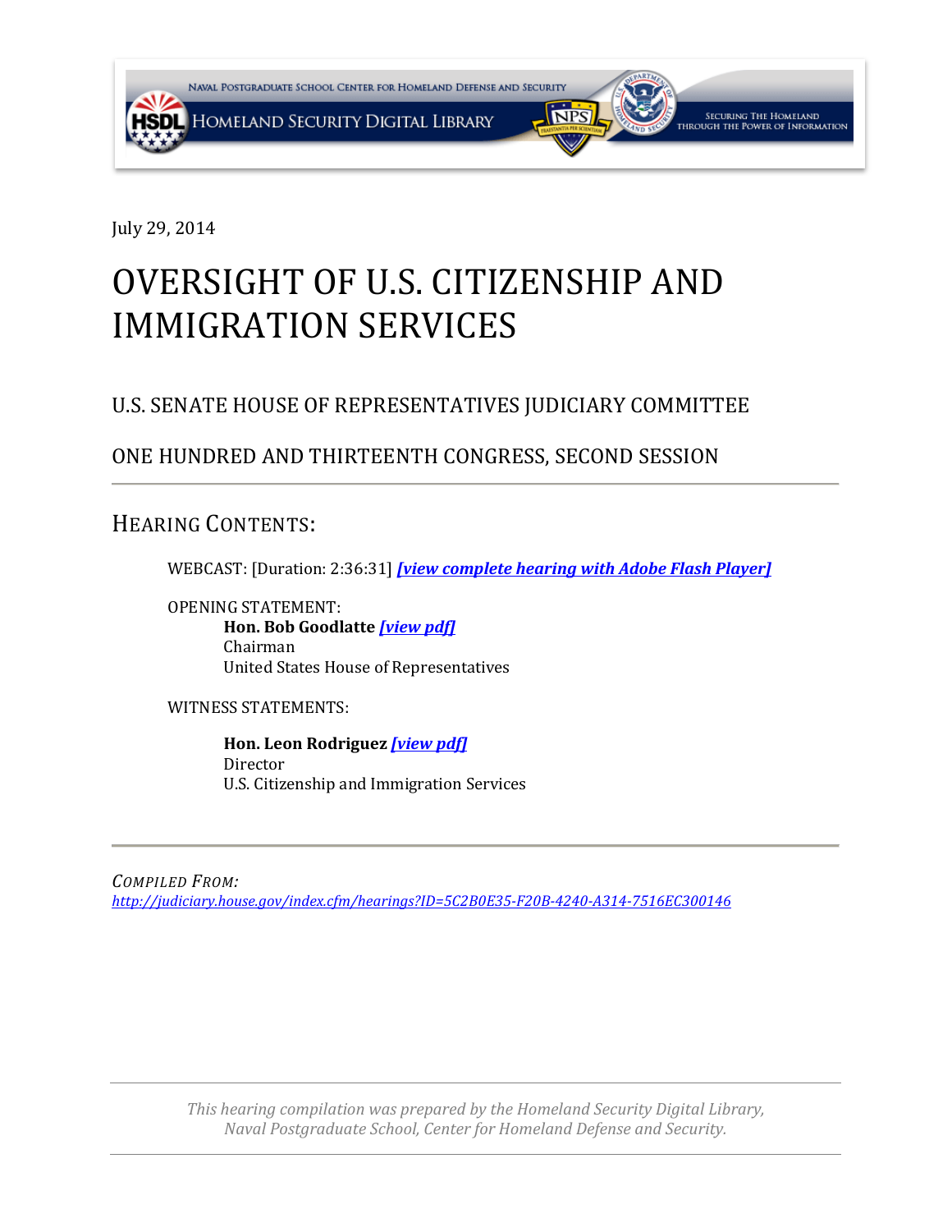July 29, 2014

# OVERSIGHT OF U.S. CITIZENSHIP AND IMMIGRATION SERVICES

## U.S. SENATE HOUSE OF REPRESENTATIVES JUDICIARY COMMITTEE

## ONE HUNDRED AND THIRTEENTH CONGRESS, SECOND SESSION

---

## HEARING CONTENTS:

WEBCAST: [Duration: 2:36:31] ***[view complete hearing with Adobe Flash Player]***

OPENING STATEMENT:

**Hon. Bob Goodlatte** ***[view pdf]***
Chairman
United States House of Representatives

WITNESS STATEMENTS:

**Hon. Leon Rodriguez** ***[view pdf]***
Director
U.S. Citizenship and Immigration Services

---

*COMPILED FROM:*
*http://judiciary.house.gov/index.cfm/hearings?ID=5C2B0E35-F20B-4240-A314-7516EC300146*

*This hearing compilation was prepared by the Homeland Security Digital Library, Naval Postgraduate School, Center for Homeland Defense and Security.*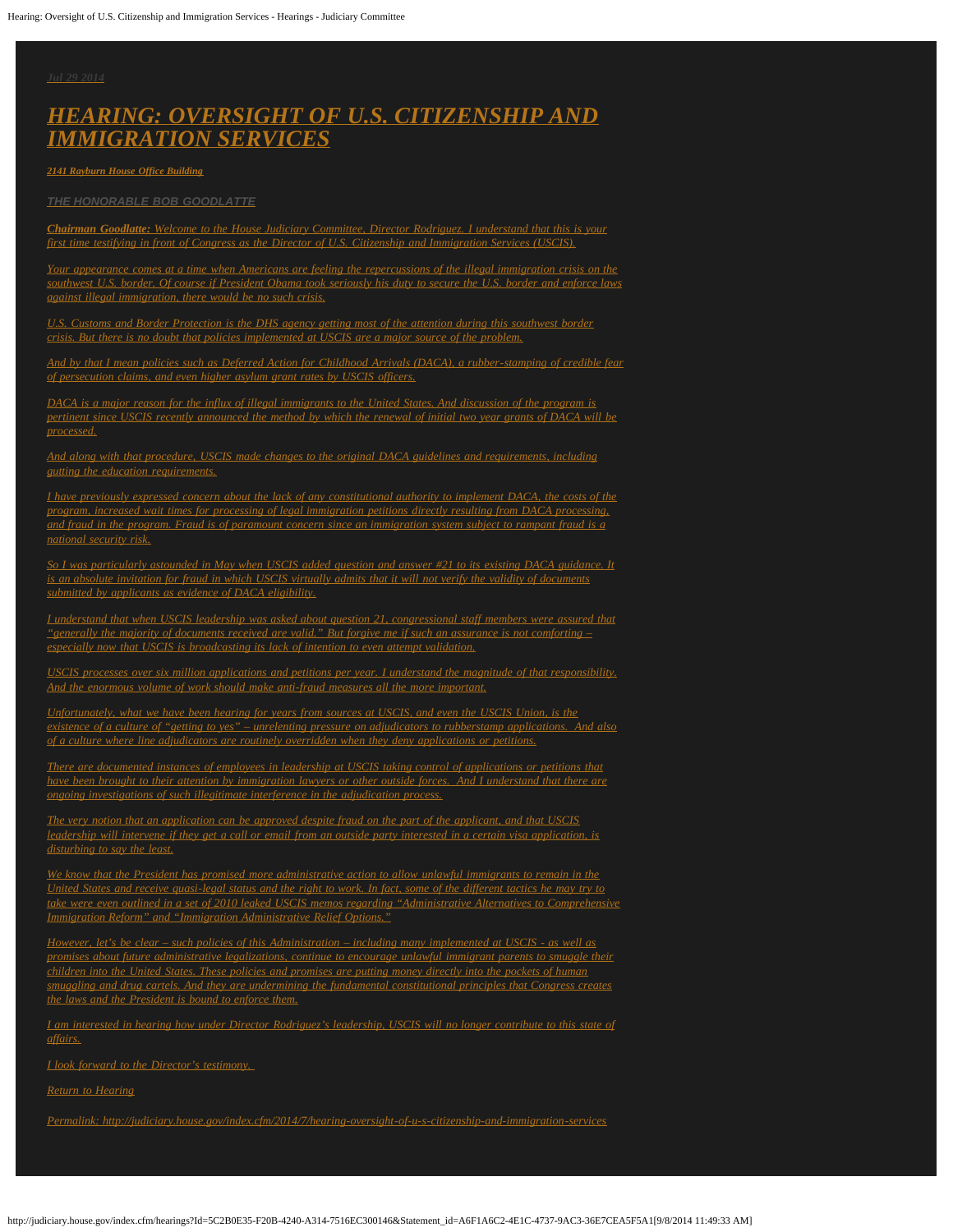Jul 29 2014

# HEARING: OVERSIGHT OF U.S. CITIZENSHIP AND IMMIGRATION SERVICES

2141 Rayburn House Office Building

### THE HONORABLE BOB GOODLATTE

**Chairman Goodlatte:** Welcome to the House Judiciary Committee, Director Rodriguez. I understand that this is your first time testifying in front of Congress as the Director of U.S. Citizenship and Immigration Services (USCIS).

Your appearance comes at a time when Americans are feeling the repercussions of the illegal immigration crisis on the southwest U.S. border. Of course if President Obama took seriously his duty to secure the U.S. border and enforce laws against illegal immigration, there would be no such crisis.

U.S. Customs and Border Protection is the DHS agency getting most of the attention during this southwest border crisis. But there is no doubt that policies implemented at USCIS are a major source of the problem.

And by that I mean policies such as Deferred Action for Childhood Arrivals (DACA), a rubber-stamping of credible fear of persecution claims, and even higher asylum grant rates by USCIS officers.

DACA is a major reason for the influx of illegal immigrants to the United States. And discussion of the program is pertinent since USCIS recently announced the method by which the renewal of initial two year grants of DACA will be processed.

And along with that procedure, USCIS made changes to the original DACA guidelines and requirements, including gutting the education requirements.

I have previously expressed concern about the lack of any constitutional authority to implement DACA, the costs of the program, increased wait times for processing of legal immigration petitions directly resulting from DACA processing, and fraud in the program. Fraud is of paramount concern since an immigration system subject to rampant fraud is a national security risk.

So I was particularly astounded in May when USCIS added question and answer #21 to its existing DACA guidance. It is an absolute invitation for fraud in which USCIS virtually admits that it will not verify the validity of documents submitted by applicants as evidence of DACA eligibility.

I understand that when USCIS leadership was asked about question 21, congressional staff members were assured that "generally the majority of documents received are valid." But forgive me if such an assurance is not comforting – especially now that USCIS is broadcasting its lack of intention to even attempt validation.

USCIS processes over six million applications and petitions per year. I understand the magnitude of that responsibility. And the enormous volume of work should make anti-fraud measures all the more important.

Unfortunately, what we have been hearing for years from sources at USCIS, and even the USCIS Union, is the existence of a culture of "getting to yes" – unrelenting pressure on adjudicators to rubberstamp applications. And also of a culture where line adjudicators are routinely overridden when they deny applications or petitions.

There are documented instances of employees in leadership at USCIS taking control of applications or petitions that have been brought to their attention by immigration lawyers or other outside forces. And I understand that there are ongoing investigations of such illegitimate interference in the adjudication process.

The very notion that an application can be approved despite fraud on the part of the applicant, and that USCIS leadership will intervene if they get a call or email from an outside party interested in a certain visa application, is disturbing to say the least.

We know that the President has promised more administrative action to allow unlawful immigrants to remain in the United States and receive quasi-legal status and the right to work. In fact, some of the different tactics he may try to take were even outlined in a set of 2010 leaked USCIS memos regarding "Administrative Alternatives to Comprehensive Immigration Reform" and "Immigration Administrative Relief Options."

However, let's be clear – such policies of this Administration – including many implemented at USCIS - as well as promises about future administrative legalizations, continue to encourage unlawful immigrant parents to smuggle their children into the United States. These policies and promises are putting money directly into the pockets of human smuggling and drug cartels. And they are undermining the fundamental constitutional principles that Congress creates the laws and the President is bound to enforce them.

I am interested in hearing how under Director Rodriguez's leadership, USCIS will no longer contribute to this state of affairs.

I look forward to the Director's testimony.

Return to Hearing

Permalink: http://judiciary.house.gov/index.cfm/2014/7/hearing-oversight-of-u-s-citizenship-and-immigration-services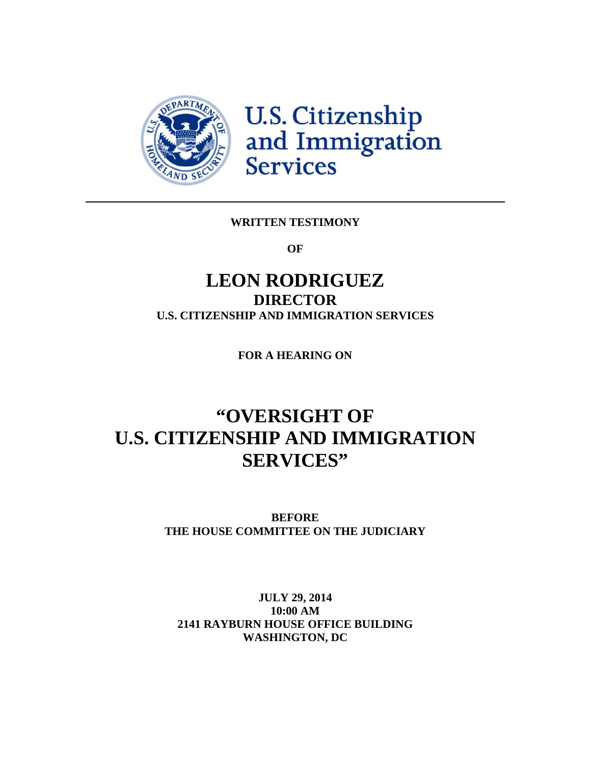U.S. Citizenship and Immigration Services

---

**WRITTEN TESTIMONY**

**OF**

# LEON RODRIGUEZ

## DIRECTOR

**U.S. CITIZENSHIP AND IMMIGRATION SERVICES**

**FOR A HEARING ON**

# "OVERSIGHT OF U.S. CITIZENSHIP AND IMMIGRATION SERVICES"

**BEFORE**
**THE HOUSE COMMITTEE ON THE JUDICIARY**

**JULY 29, 2014**
**10:00 AM**
**2141 RAYBURN HOUSE OFFICE BUILDING**
**WASHINGTON, DC**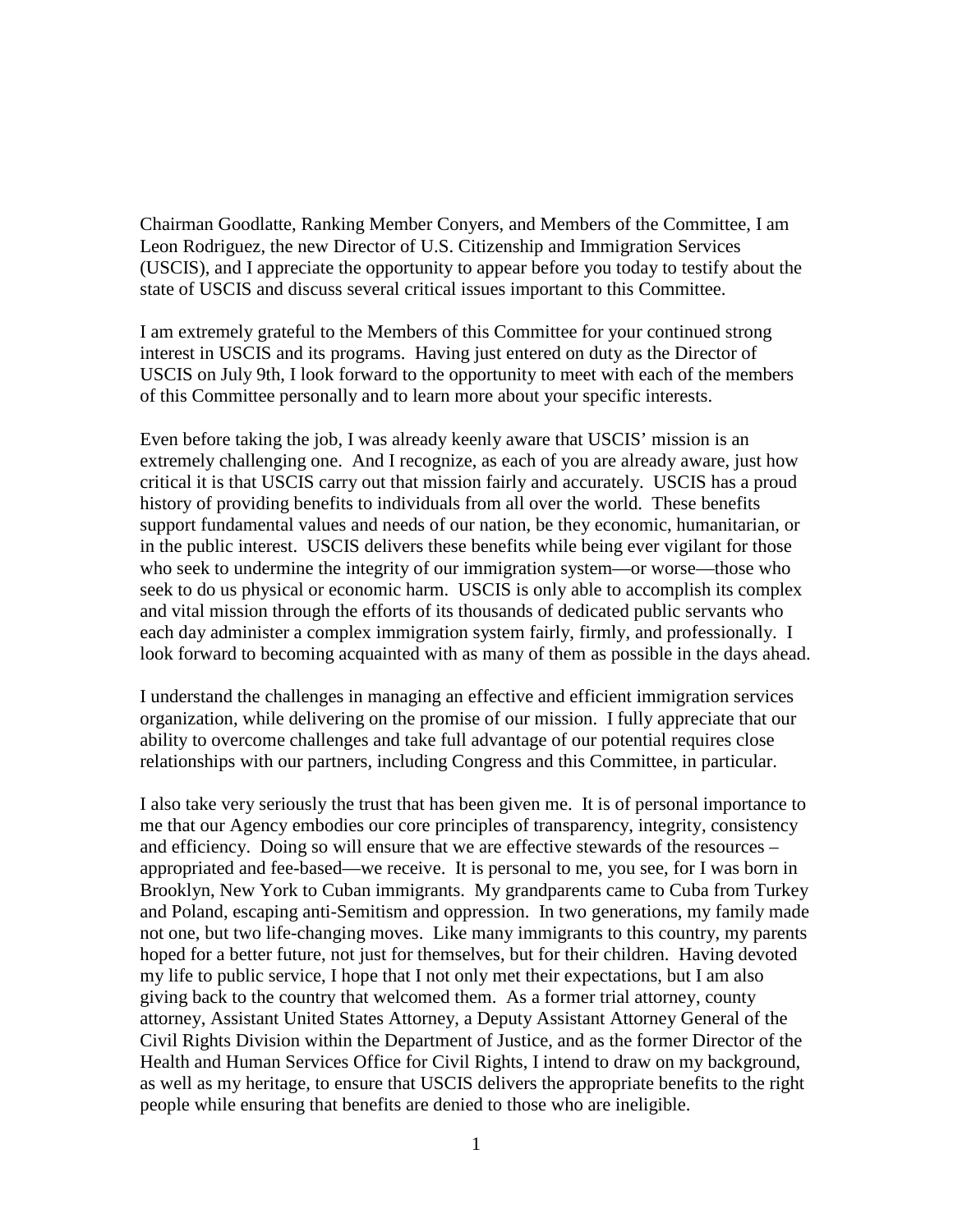Chairman Goodlatte, Ranking Member Conyers, and Members of the Committee, I am Leon Rodriguez, the new Director of U.S. Citizenship and Immigration Services (USCIS), and I appreciate the opportunity to appear before you today to testify about the state of USCIS and discuss several critical issues important to this Committee.

I am extremely grateful to the Members of this Committee for your continued strong interest in USCIS and its programs. Having just entered on duty as the Director of USCIS on July 9th, I look forward to the opportunity to meet with each of the members of this Committee personally and to learn more about your specific interests.

Even before taking the job, I was already keenly aware that USCIS' mission is an extremely challenging one. And I recognize, as each of you are already aware, just how critical it is that USCIS carry out that mission fairly and accurately. USCIS has a proud history of providing benefits to individuals from all over the world. These benefits support fundamental values and needs of our nation, be they economic, humanitarian, or in the public interest. USCIS delivers these benefits while being ever vigilant for those who seek to undermine the integrity of our immigration system—or worse—those who seek to do us physical or economic harm. USCIS is only able to accomplish its complex and vital mission through the efforts of its thousands of dedicated public servants who each day administer a complex immigration system fairly, firmly, and professionally. I look forward to becoming acquainted with as many of them as possible in the days ahead.

I understand the challenges in managing an effective and efficient immigration services organization, while delivering on the promise of our mission. I fully appreciate that our ability to overcome challenges and take full advantage of our potential requires close relationships with our partners, including Congress and this Committee, in particular.

I also take very seriously the trust that has been given me. It is of personal importance to me that our Agency embodies our core principles of transparency, integrity, consistency and efficiency. Doing so will ensure that we are effective stewards of the resources – appropriated and fee-based—we receive. It is personal to me, you see, for I was born in Brooklyn, New York to Cuban immigrants. My grandparents came to Cuba from Turkey and Poland, escaping anti-Semitism and oppression. In two generations, my family made not one, but two life-changing moves. Like many immigrants to this country, my parents hoped for a better future, not just for themselves, but for their children. Having devoted my life to public service, I hope that I not only met their expectations, but I am also giving back to the country that welcomed them. As a former trial attorney, county attorney, Assistant United States Attorney, a Deputy Assistant Attorney General of the Civil Rights Division within the Department of Justice, and as the former Director of the Health and Human Services Office for Civil Rights, I intend to draw on my background, as well as my heritage, to ensure that USCIS delivers the appropriate benefits to the right people while ensuring that benefits are denied to those who are ineligible.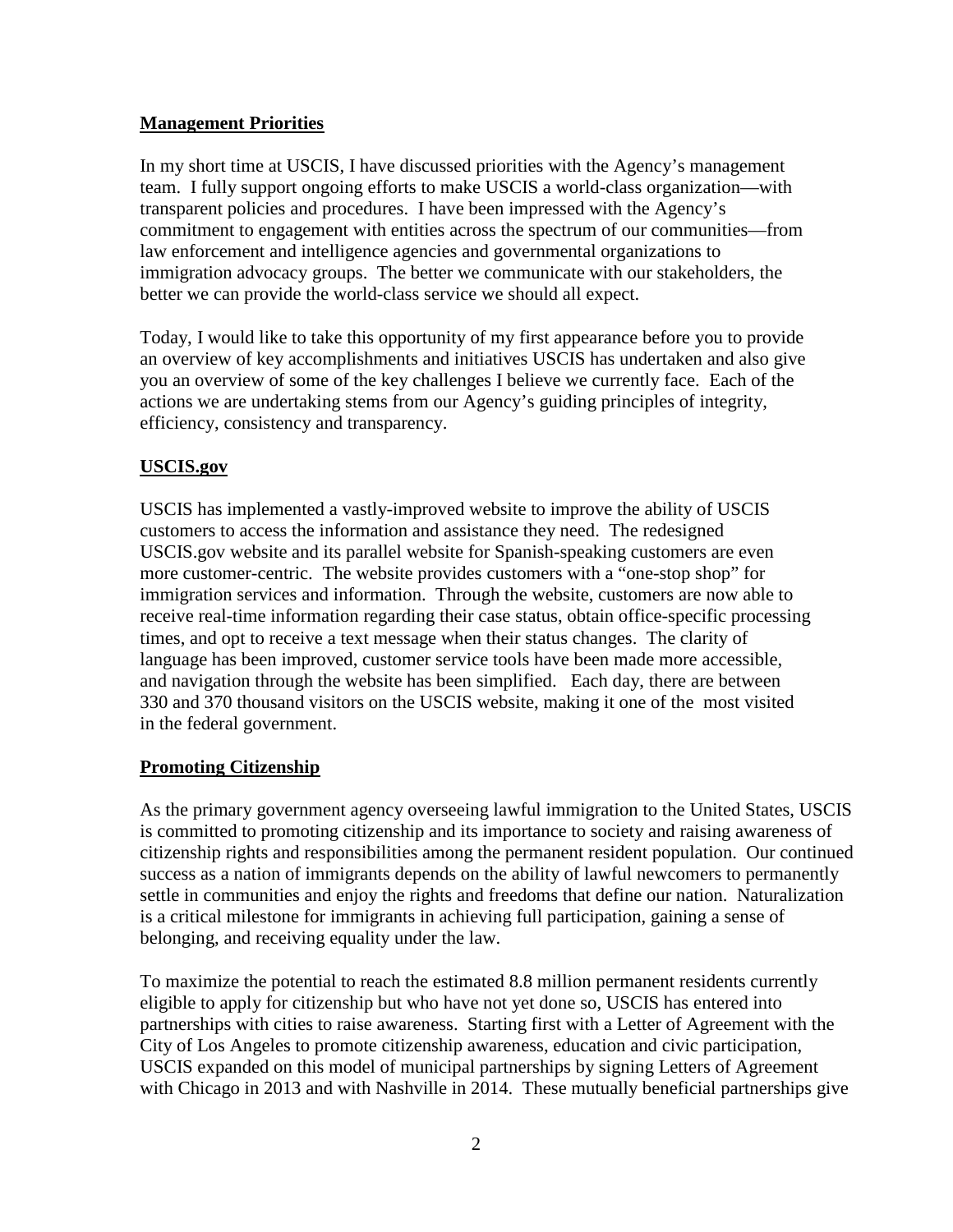**Management Priorities**

In my short time at USCIS, I have discussed priorities with the Agency's management team. I fully support ongoing efforts to make USCIS a world-class organization—with transparent policies and procedures. I have been impressed with the Agency's commitment to engagement with entities across the spectrum of our communities—from law enforcement and intelligence agencies and governmental organizations to immigration advocacy groups. The better we communicate with our stakeholders, the better we can provide the world-class service we should all expect.

Today, I would like to take this opportunity of my first appearance before you to provide an overview of key accomplishments and initiatives USCIS has undertaken and also give you an overview of some of the key challenges I believe we currently face. Each of the actions we are undertaking stems from our Agency's guiding principles of integrity, efficiency, consistency and transparency.

**USCIS.gov**

USCIS has implemented a vastly-improved website to improve the ability of USCIS customers to access the information and assistance they need. The redesigned USCIS.gov website and its parallel website for Spanish-speaking customers are even more customer-centric. The website provides customers with a "one-stop shop" for immigration services and information. Through the website, customers are now able to receive real-time information regarding their case status, obtain office-specific processing times, and opt to receive a text message when their status changes. The clarity of language has been improved, customer service tools have been made more accessible, and navigation through the website has been simplified. Each day, there are between 330 and 370 thousand visitors on the USCIS website, making it one of the most visited in the federal government.

**Promoting Citizenship**

As the primary government agency overseeing lawful immigration to the United States, USCIS is committed to promoting citizenship and its importance to society and raising awareness of citizenship rights and responsibilities among the permanent resident population. Our continued success as a nation of immigrants depends on the ability of lawful newcomers to permanently settle in communities and enjoy the rights and freedoms that define our nation. Naturalization is a critical milestone for immigrants in achieving full participation, gaining a sense of belonging, and receiving equality under the law.

To maximize the potential to reach the estimated 8.8 million permanent residents currently eligible to apply for citizenship but who have not yet done so, USCIS has entered into partnerships with cities to raise awareness. Starting first with a Letter of Agreement with the City of Los Angeles to promote citizenship awareness, education and civic participation, USCIS expanded on this model of municipal partnerships by signing Letters of Agreement with Chicago in 2013 and with Nashville in 2014. These mutually beneficial partnerships give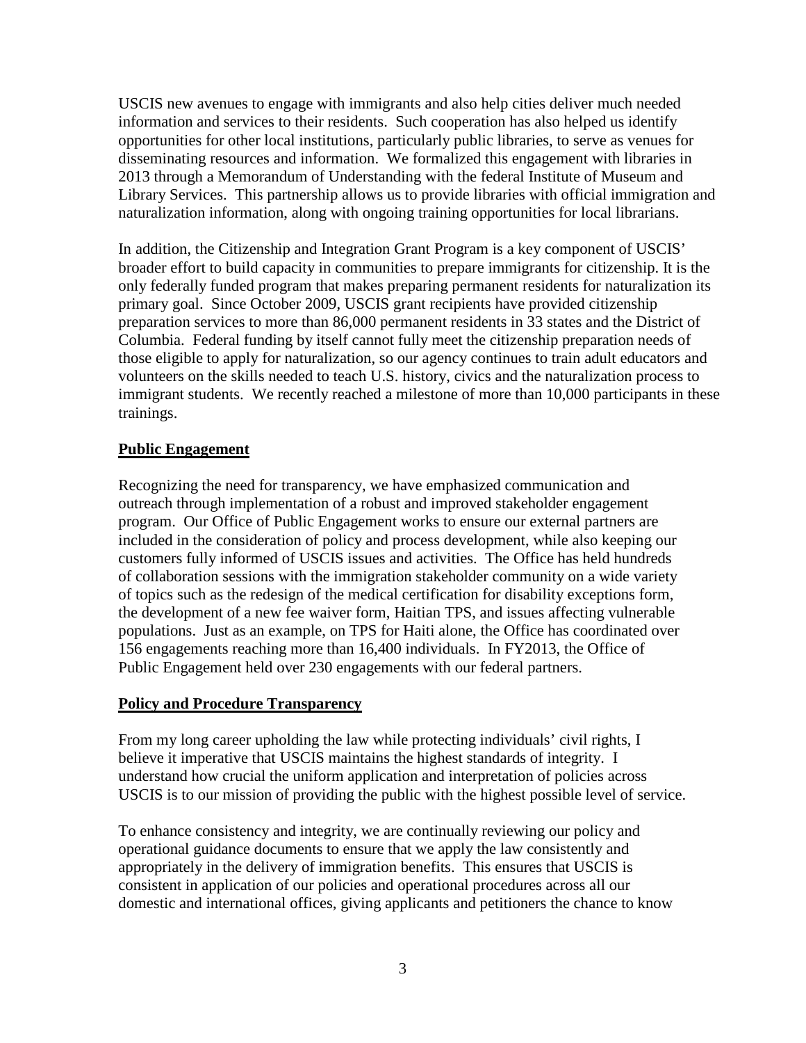USCIS new avenues to engage with immigrants and also help cities deliver much needed information and services to their residents. Such cooperation has also helped us identify opportunities for other local institutions, particularly public libraries, to serve as venues for disseminating resources and information. We formalized this engagement with libraries in 2013 through a Memorandum of Understanding with the federal Institute of Museum and Library Services. This partnership allows us to provide libraries with official immigration and naturalization information, along with ongoing training opportunities for local librarians.

In addition, the Citizenship and Integration Grant Program is a key component of USCIS' broader effort to build capacity in communities to prepare immigrants for citizenship. It is the only federally funded program that makes preparing permanent residents for naturalization its primary goal. Since October 2009, USCIS grant recipients have provided citizenship preparation services to more than 86,000 permanent residents in 33 states and the District of Columbia. Federal funding by itself cannot fully meet the citizenship preparation needs of those eligible to apply for naturalization, so our agency continues to train adult educators and volunteers on the skills needed to teach U.S. history, civics and the naturalization process to immigrant students. We recently reached a milestone of more than 10,000 participants in these trainings.

**Public Engagement**

Recognizing the need for transparency, we have emphasized communication and outreach through implementation of a robust and improved stakeholder engagement program. Our Office of Public Engagement works to ensure our external partners are included in the consideration of policy and process development, while also keeping our customers fully informed of USCIS issues and activities. The Office has held hundreds of collaboration sessions with the immigration stakeholder community on a wide variety of topics such as the redesign of the medical certification for disability exceptions form, the development of a new fee waiver form, Haitian TPS, and issues affecting vulnerable populations. Just as an example, on TPS for Haiti alone, the Office has coordinated over 156 engagements reaching more than 16,400 individuals. In FY2013, the Office of Public Engagement held over 230 engagements with our federal partners.

**Policy and Procedure Transparency**

From my long career upholding the law while protecting individuals' civil rights, I believe it imperative that USCIS maintains the highest standards of integrity. I understand how crucial the uniform application and interpretation of policies across USCIS is to our mission of providing the public with the highest possible level of service.

To enhance consistency and integrity, we are continually reviewing our policy and operational guidance documents to ensure that we apply the law consistently and appropriately in the delivery of immigration benefits. This ensures that USCIS is consistent in application of our policies and operational procedures across all our domestic and international offices, giving applicants and petitioners the chance to know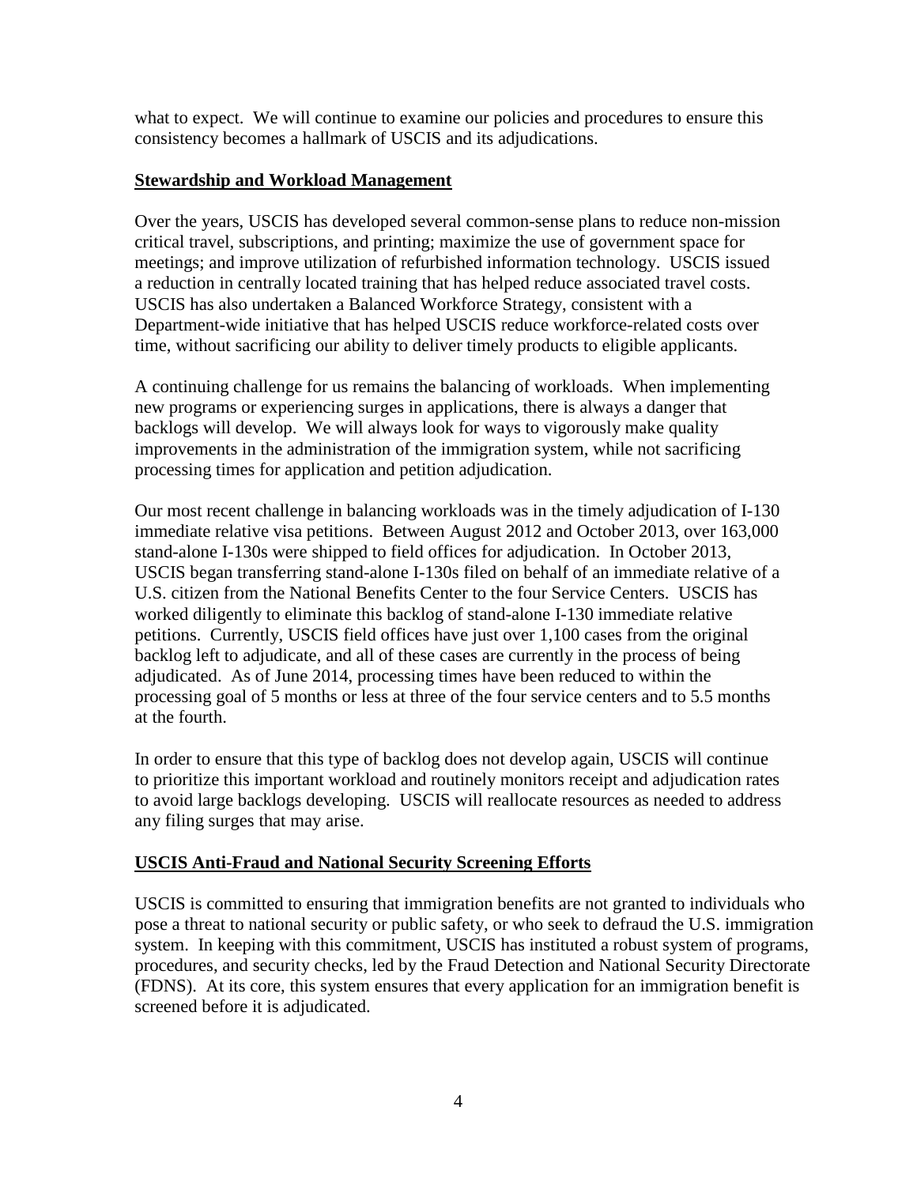what to expect. We will continue to examine our policies and procedures to ensure this consistency becomes a hallmark of USCIS and its adjudications.

## Stewardship and Workload Management

Over the years, USCIS has developed several common-sense plans to reduce non-mission critical travel, subscriptions, and printing; maximize the use of government space for meetings; and improve utilization of refurbished information technology. USCIS issued a reduction in centrally located training that has helped reduce associated travel costs. USCIS has also undertaken a Balanced Workforce Strategy, consistent with a Department-wide initiative that has helped USCIS reduce workforce-related costs over time, without sacrificing our ability to deliver timely products to eligible applicants.

A continuing challenge for us remains the balancing of workloads. When implementing new programs or experiencing surges in applications, there is always a danger that backlogs will develop. We will always look for ways to vigorously make quality improvements in the administration of the immigration system, while not sacrificing processing times for application and petition adjudication.

Our most recent challenge in balancing workloads was in the timely adjudication of I-130 immediate relative visa petitions. Between August 2012 and October 2013, over 163,000 stand-alone I-130s were shipped to field offices for adjudication. In October 2013, USCIS began transferring stand-alone I-130s filed on behalf of an immediate relative of a U.S. citizen from the National Benefits Center to the four Service Centers. USCIS has worked diligently to eliminate this backlog of stand-alone I-130 immediate relative petitions. Currently, USCIS field offices have just over 1,100 cases from the original backlog left to adjudicate, and all of these cases are currently in the process of being adjudicated. As of June 2014, processing times have been reduced to within the processing goal of 5 months or less at three of the four service centers and to 5.5 months at the fourth.

In order to ensure that this type of backlog does not develop again, USCIS will continue to prioritize this important workload and routinely monitors receipt and adjudication rates to avoid large backlogs developing. USCIS will reallocate resources as needed to address any filing surges that may arise.

## USCIS Anti-Fraud and National Security Screening Efforts

USCIS is committed to ensuring that immigration benefits are not granted to individuals who pose a threat to national security or public safety, or who seek to defraud the U.S. immigration system. In keeping with this commitment, USCIS has instituted a robust system of programs, procedures, and security checks, led by the Fraud Detection and National Security Directorate (FDNS). At its core, this system ensures that every application for an immigration benefit is screened before it is adjudicated.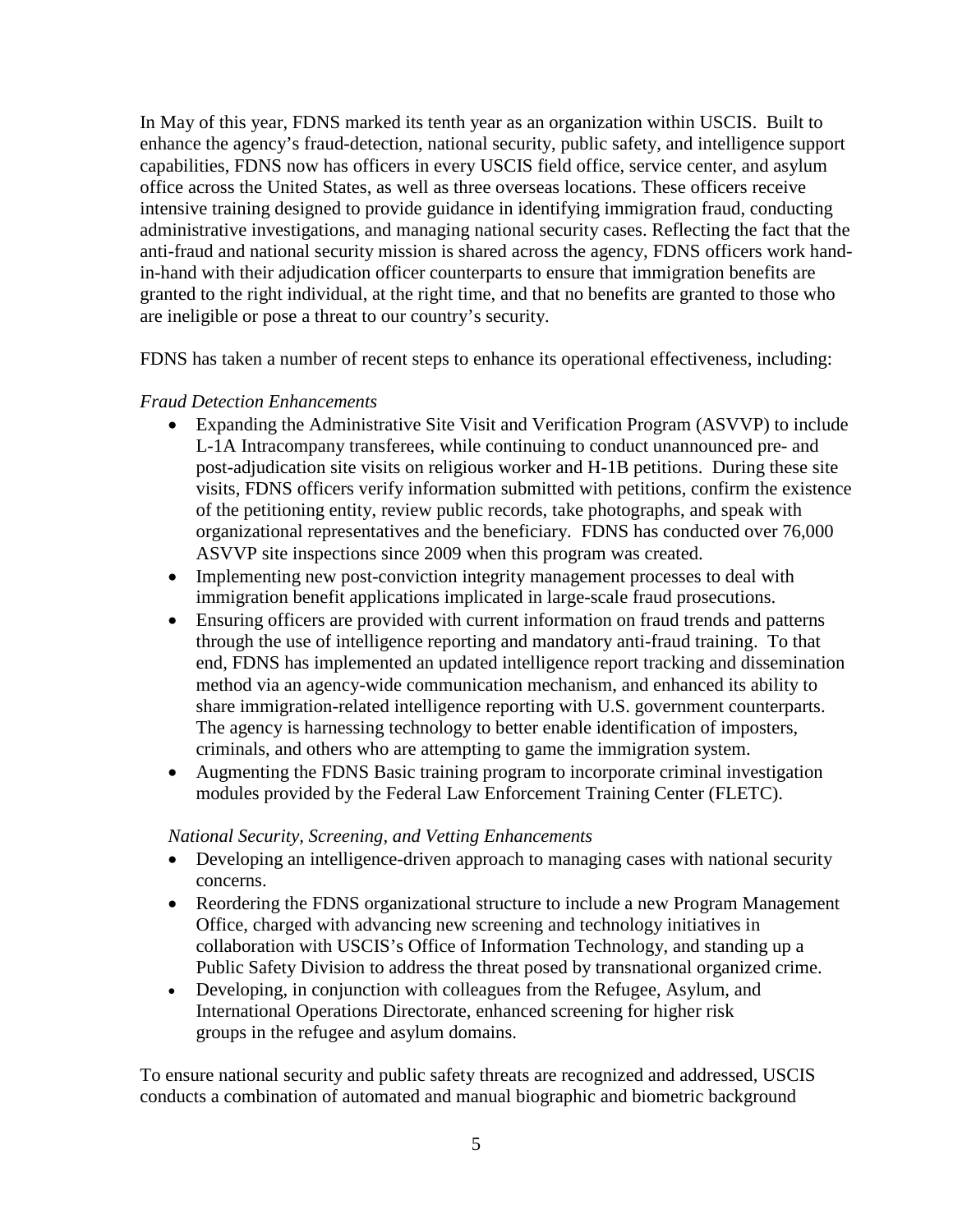In May of this year, FDNS marked its tenth year as an organization within USCIS. Built to enhance the agency's fraud-detection, national security, public safety, and intelligence support capabilities, FDNS now has officers in every USCIS field office, service center, and asylum office across the United States, as well as three overseas locations. These officers receive intensive training designed to provide guidance in identifying immigration fraud, conducting administrative investigations, and managing national security cases. Reflecting the fact that the anti-fraud and national security mission is shared across the agency, FDNS officers work hand-in-hand with their adjudication officer counterparts to ensure that immigration benefits are granted to the right individual, at the right time, and that no benefits are granted to those who are ineligible or pose a threat to our country's security.

FDNS has taken a number of recent steps to enhance its operational effectiveness, including:

*Fraud Detection Enhancements*

- Expanding the Administrative Site Visit and Verification Program (ASVVP) to include L-1A Intracompany transferees, while continuing to conduct unannounced pre- and post-adjudication site visits on religious worker and H-1B petitions. During these site visits, FDNS officers verify information submitted with petitions, confirm the existence of the petitioning entity, review public records, take photographs, and speak with organizational representatives and the beneficiary. FDNS has conducted over 76,000 ASVVP site inspections since 2009 when this program was created.
- Implementing new post-conviction integrity management processes to deal with immigration benefit applications implicated in large-scale fraud prosecutions.
- Ensuring officers are provided with current information on fraud trends and patterns through the use of intelligence reporting and mandatory anti-fraud training. To that end, FDNS has implemented an updated intelligence report tracking and dissemination method via an agency-wide communication mechanism, and enhanced its ability to share immigration-related intelligence reporting with U.S. government counterparts. The agency is harnessing technology to better enable identification of imposters, criminals, and others who are attempting to game the immigration system.
- Augmenting the FDNS Basic training program to incorporate criminal investigation modules provided by the Federal Law Enforcement Training Center (FLETC).

*National Security, Screening, and Vetting Enhancements*

- Developing an intelligence-driven approach to managing cases with national security concerns.
- Reordering the FDNS organizational structure to include a new Program Management Office, charged with advancing new screening and technology initiatives in collaboration with USCIS's Office of Information Technology, and standing up a Public Safety Division to address the threat posed by transnational organized crime.
- Developing, in conjunction with colleagues from the Refugee, Asylum, and International Operations Directorate, enhanced screening for higher risk groups in the refugee and asylum domains.

To ensure national security and public safety threats are recognized and addressed, USCIS conducts a combination of automated and manual biographic and biometric background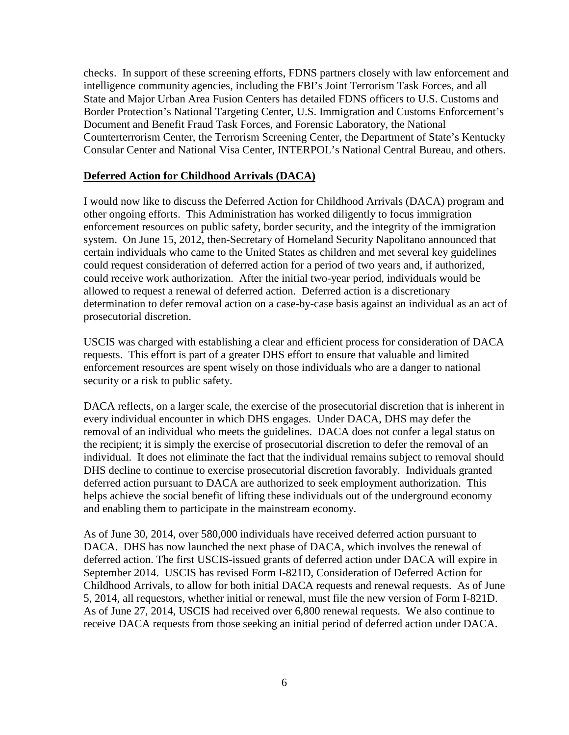checks. In support of these screening efforts, FDNS partners closely with law enforcement and intelligence community agencies, including the FBI's Joint Terrorism Task Forces, and all State and Major Urban Area Fusion Centers has detailed FDNS officers to U.S. Customs and Border Protection's National Targeting Center, U.S. Immigration and Customs Enforcement's Document and Benefit Fraud Task Forces, and Forensic Laboratory, the National Counterterrorism Center, the Terrorism Screening Center, the Department of State's Kentucky Consular Center and National Visa Center, INTERPOL's National Central Bureau, and others.

**Deferred Action for Childhood Arrivals (DACA)**

I would now like to discuss the Deferred Action for Childhood Arrivals (DACA) program and other ongoing efforts. This Administration has worked diligently to focus immigration enforcement resources on public safety, border security, and the integrity of the immigration system. On June 15, 2012, then-Secretary of Homeland Security Napolitano announced that certain individuals who came to the United States as children and met several key guidelines could request consideration of deferred action for a period of two years and, if authorized, could receive work authorization. After the initial two-year period, individuals would be allowed to request a renewal of deferred action. Deferred action is a discretionary determination to defer removal action on a case-by-case basis against an individual as an act of prosecutorial discretion.

USCIS was charged with establishing a clear and efficient process for consideration of DACA requests. This effort is part of a greater DHS effort to ensure that valuable and limited enforcement resources are spent wisely on those individuals who are a danger to national security or a risk to public safety.

DACA reflects, on a larger scale, the exercise of the prosecutorial discretion that is inherent in every individual encounter in which DHS engages. Under DACA, DHS may defer the removal of an individual who meets the guidelines. DACA does not confer a legal status on the recipient; it is simply the exercise of prosecutorial discretion to defer the removal of an individual. It does not eliminate the fact that the individual remains subject to removal should DHS decline to continue to exercise prosecutorial discretion favorably. Individuals granted deferred action pursuant to DACA are authorized to seek employment authorization. This helps achieve the social benefit of lifting these individuals out of the underground economy and enabling them to participate in the mainstream economy.

As of June 30, 2014, over 580,000 individuals have received deferred action pursuant to DACA. DHS has now launched the next phase of DACA, which involves the renewal of deferred action. The first USCIS-issued grants of deferred action under DACA will expire in September 2014. USCIS has revised Form I-821D, Consideration of Deferred Action for Childhood Arrivals, to allow for both initial DACA requests and renewal requests. As of June 5, 2014, all requestors, whether initial or renewal, must file the new version of Form I-821D. As of June 27, 2014, USCIS had received over 6,800 renewal requests. We also continue to receive DACA requests from those seeking an initial period of deferred action under DACA.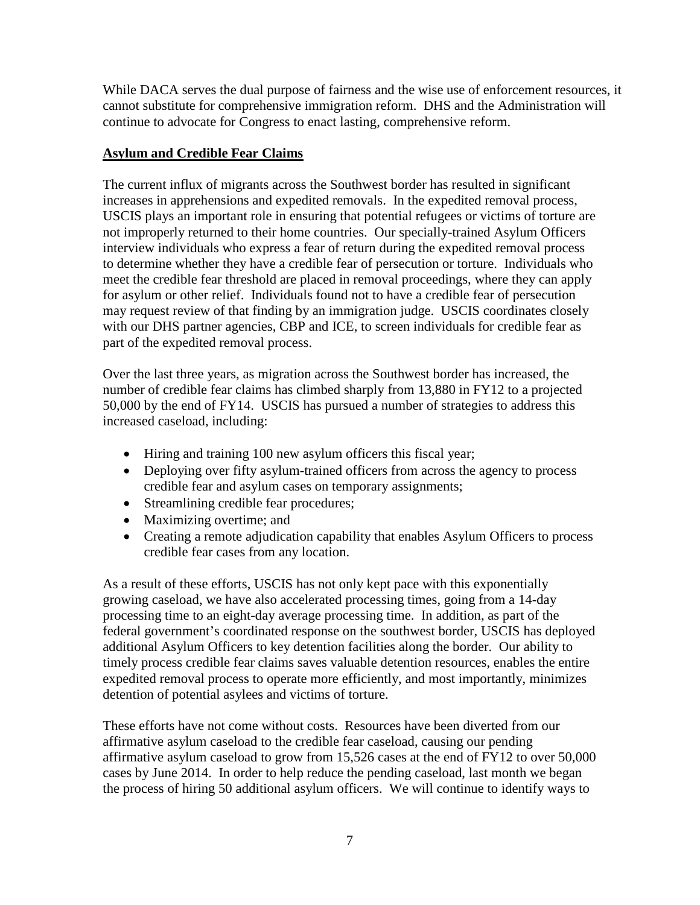While DACA serves the dual purpose of fairness and the wise use of enforcement resources, it cannot substitute for comprehensive immigration reform. DHS and the Administration will continue to advocate for Congress to enact lasting, comprehensive reform.

**Asylum and Credible Fear Claims**

The current influx of migrants across the Southwest border has resulted in significant increases in apprehensions and expedited removals. In the expedited removal process, USCIS plays an important role in ensuring that potential refugees or victims of torture are not improperly returned to their home countries. Our specially-trained Asylum Officers interview individuals who express a fear of return during the expedited removal process to determine whether they have a credible fear of persecution or torture. Individuals who meet the credible fear threshold are placed in removal proceedings, where they can apply for asylum or other relief. Individuals found not to have a credible fear of persecution may request review of that finding by an immigration judge. USCIS coordinates closely with our DHS partner agencies, CBP and ICE, to screen individuals for credible fear as part of the expedited removal process.

Over the last three years, as migration across the Southwest border has increased, the number of credible fear claims has climbed sharply from 13,880 in FY12 to a projected 50,000 by the end of FY14. USCIS has pursued a number of strategies to address this increased caseload, including:

- Hiring and training 100 new asylum officers this fiscal year;
- Deploying over fifty asylum-trained officers from across the agency to process credible fear and asylum cases on temporary assignments;
- Streamlining credible fear procedures;
- Maximizing overtime; and
- Creating a remote adjudication capability that enables Asylum Officers to process credible fear cases from any location.

As a result of these efforts, USCIS has not only kept pace with this exponentially growing caseload, we have also accelerated processing times, going from a 14-day processing time to an eight-day average processing time. In addition, as part of the federal government's coordinated response on the southwest border, USCIS has deployed additional Asylum Officers to key detention facilities along the border. Our ability to timely process credible fear claims saves valuable detention resources, enables the entire expedited removal process to operate more efficiently, and most importantly, minimizes detention of potential asylees and victims of torture.

These efforts have not come without costs. Resources have been diverted from our affirmative asylum caseload to the credible fear caseload, causing our pending affirmative asylum caseload to grow from 15,526 cases at the end of FY12 to over 50,000 cases by June 2014. In order to help reduce the pending caseload, last month we began the process of hiring 50 additional asylum officers. We will continue to identify ways to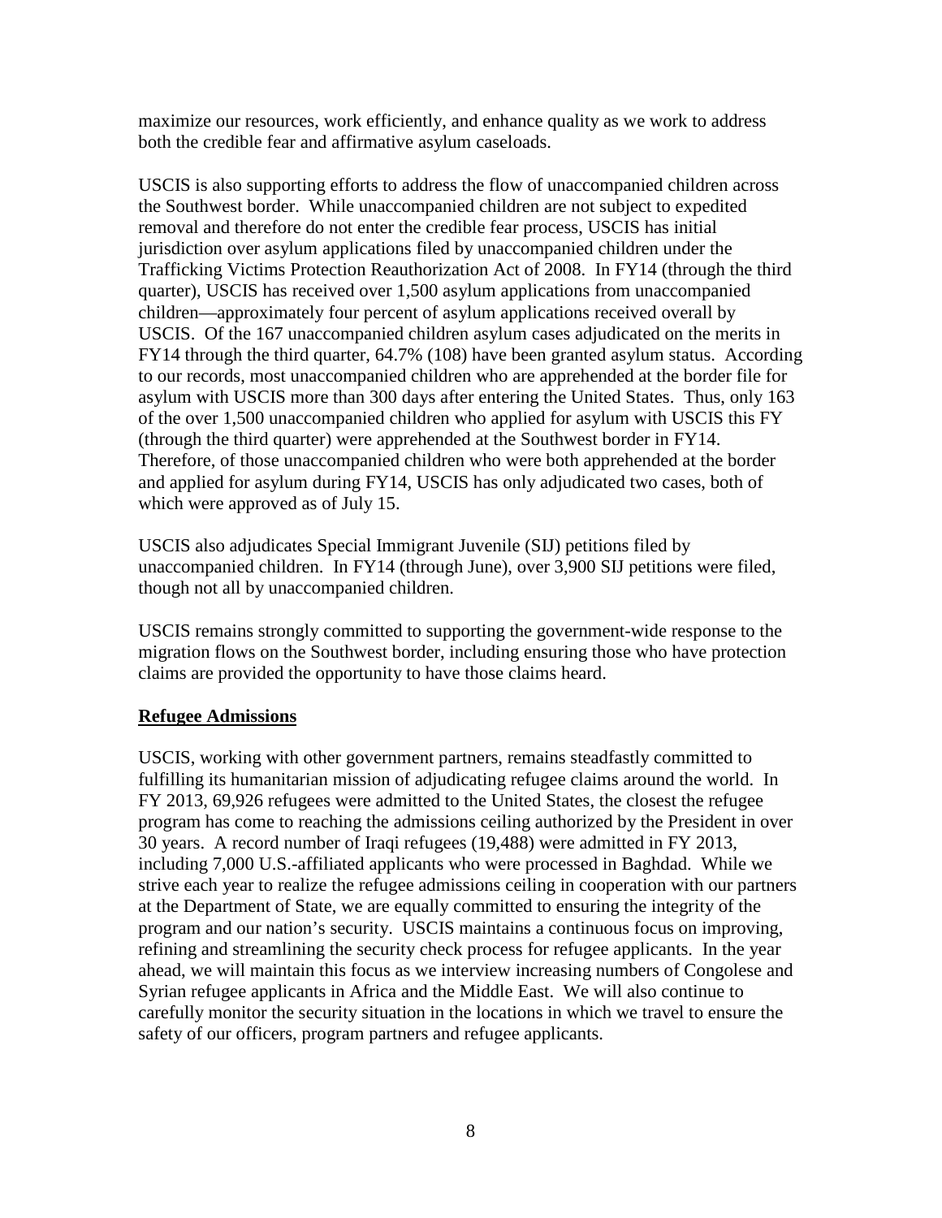maximize our resources, work efficiently, and enhance quality as we work to address both the credible fear and affirmative asylum caseloads.

USCIS is also supporting efforts to address the flow of unaccompanied children across the Southwest border. While unaccompanied children are not subject to expedited removal and therefore do not enter the credible fear process, USCIS has initial jurisdiction over asylum applications filed by unaccompanied children under the Trafficking Victims Protection Reauthorization Act of 2008. In FY14 (through the third quarter), USCIS has received over 1,500 asylum applications from unaccompanied children—approximately four percent of asylum applications received overall by USCIS. Of the 167 unaccompanied children asylum cases adjudicated on the merits in FY14 through the third quarter, 64.7% (108) have been granted asylum status. According to our records, most unaccompanied children who are apprehended at the border file for asylum with USCIS more than 300 days after entering the United States. Thus, only 163 of the over 1,500 unaccompanied children who applied for asylum with USCIS this FY (through the third quarter) were apprehended at the Southwest border in FY14. Therefore, of those unaccompanied children who were both apprehended at the border and applied for asylum during FY14, USCIS has only adjudicated two cases, both of which were approved as of July 15.

USCIS also adjudicates Special Immigrant Juvenile (SIJ) petitions filed by unaccompanied children. In FY14 (through June), over 3,900 SIJ petitions were filed, though not all by unaccompanied children.

USCIS remains strongly committed to supporting the government-wide response to the migration flows on the Southwest border, including ensuring those who have protection claims are provided the opportunity to have those claims heard.

## Refugee Admissions

USCIS, working with other government partners, remains steadfastly committed to fulfilling its humanitarian mission of adjudicating refugee claims around the world. In FY 2013, 69,926 refugees were admitted to the United States, the closest the refugee program has come to reaching the admissions ceiling authorized by the President in over 30 years. A record number of Iraqi refugees (19,488) were admitted in FY 2013, including 7,000 U.S.-affiliated applicants who were processed in Baghdad. While we strive each year to realize the refugee admissions ceiling in cooperation with our partners at the Department of State, we are equally committed to ensuring the integrity of the program and our nation's security. USCIS maintains a continuous focus on improving, refining and streamlining the security check process for refugee applicants. In the year ahead, we will maintain this focus as we interview increasing numbers of Congolese and Syrian refugee applicants in Africa and the Middle East. We will also continue to carefully monitor the security situation in the locations in which we travel to ensure the safety of our officers, program partners and refugee applicants.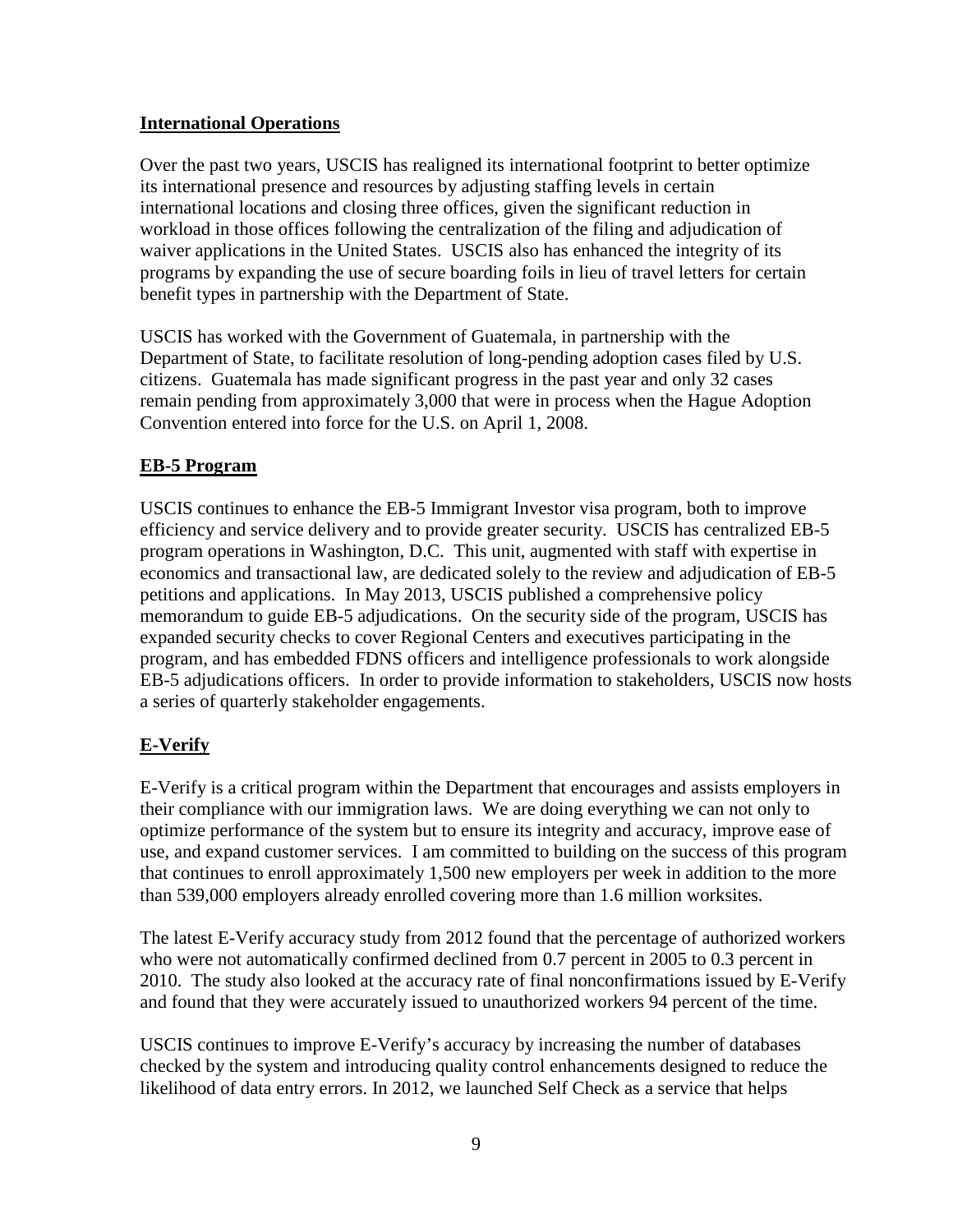## International Operations

Over the past two years, USCIS has realigned its international footprint to better optimize its international presence and resources by adjusting staffing levels in certain international locations and closing three offices, given the significant reduction in workload in those offices following the centralization of the filing and adjudication of waiver applications in the United States. USCIS also has enhanced the integrity of its programs by expanding the use of secure boarding foils in lieu of travel letters for certain benefit types in partnership with the Department of State.

USCIS has worked with the Government of Guatemala, in partnership with the Department of State, to facilitate resolution of long-pending adoption cases filed by U.S. citizens. Guatemala has made significant progress in the past year and only 32 cases remain pending from approximately 3,000 that were in process when the Hague Adoption Convention entered into force for the U.S. on April 1, 2008.

## EB-5 Program

USCIS continues to enhance the EB-5 Immigrant Investor visa program, both to improve efficiency and service delivery and to provide greater security. USCIS has centralized EB-5 program operations in Washington, D.C. This unit, augmented with staff with expertise in economics and transactional law, are dedicated solely to the review and adjudication of EB-5 petitions and applications. In May 2013, USCIS published a comprehensive policy memorandum to guide EB-5 adjudications. On the security side of the program, USCIS has expanded security checks to cover Regional Centers and executives participating in the program, and has embedded FDNS officers and intelligence professionals to work alongside EB-5 adjudications officers. In order to provide information to stakeholders, USCIS now hosts a series of quarterly stakeholder engagements.

## E-Verify

E-Verify is a critical program within the Department that encourages and assists employers in their compliance with our immigration laws. We are doing everything we can not only to optimize performance of the system but to ensure its integrity and accuracy, improve ease of use, and expand customer services. I am committed to building on the success of this program that continues to enroll approximately 1,500 new employers per week in addition to the more than 539,000 employers already enrolled covering more than 1.6 million worksites.

The latest E-Verify accuracy study from 2012 found that the percentage of authorized workers who were not automatically confirmed declined from 0.7 percent in 2005 to 0.3 percent in 2010. The study also looked at the accuracy rate of final nonconfirmations issued by E-Verify and found that they were accurately issued to unauthorized workers 94 percent of the time.

USCIS continues to improve E-Verify's accuracy by increasing the number of databases checked by the system and introducing quality control enhancements designed to reduce the likelihood of data entry errors. In 2012, we launched Self Check as a service that helps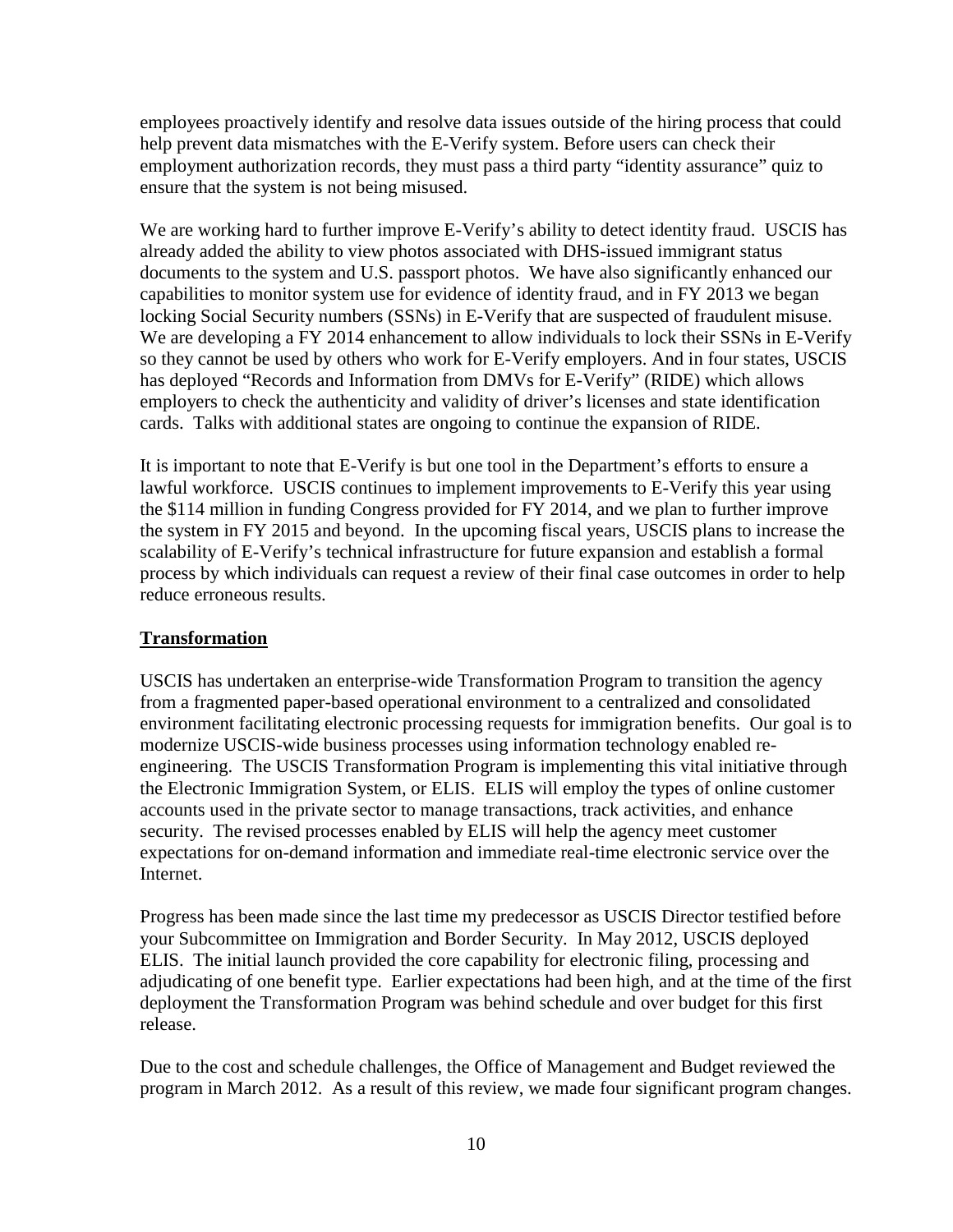employees proactively identify and resolve data issues outside of the hiring process that could help prevent data mismatches with the E-Verify system. Before users can check their employment authorization records, they must pass a third party "identity assurance" quiz to ensure that the system is not being misused.

We are working hard to further improve E-Verify's ability to detect identity fraud. USCIS has already added the ability to view photos associated with DHS-issued immigrant status documents to the system and U.S. passport photos. We have also significantly enhanced our capabilities to monitor system use for evidence of identity fraud, and in FY 2013 we began locking Social Security numbers (SSNs) in E-Verify that are suspected of fraudulent misuse. We are developing a FY 2014 enhancement to allow individuals to lock their SSNs in E-Verify so they cannot be used by others who work for E-Verify employers. And in four states, USCIS has deployed "Records and Information from DMVs for E-Verify" (RIDE) which allows employers to check the authenticity and validity of driver's licenses and state identification cards. Talks with additional states are ongoing to continue the expansion of RIDE.

It is important to note that E-Verify is but one tool in the Department's efforts to ensure a lawful workforce. USCIS continues to implement improvements to E-Verify this year using the $114 million in funding Congress provided for FY 2014, and we plan to further improve the system in FY 2015 and beyond. In the upcoming fiscal years, USCIS plans to increase the scalability of E-Verify's technical infrastructure for future expansion and establish a formal process by which individuals can request a review of their final case outcomes in order to help reduce erroneous results.

**Transformation**

USCIS has undertaken an enterprise-wide Transformation Program to transition the agency from a fragmented paper-based operational environment to a centralized and consolidated environment facilitating electronic processing requests for immigration benefits. Our goal is to modernize USCIS-wide business processes using information technology enabled re-engineering. The USCIS Transformation Program is implementing this vital initiative through the Electronic Immigration System, or ELIS. ELIS will employ the types of online customer accounts used in the private sector to manage transactions, track activities, and enhance security. The revised processes enabled by ELIS will help the agency meet customer expectations for on-demand information and immediate real-time electronic service over the Internet.

Progress has been made since the last time my predecessor as USCIS Director testified before your Subcommittee on Immigration and Border Security. In May 2012, USCIS deployed ELIS. The initial launch provided the core capability for electronic filing, processing and adjudicating of one benefit type. Earlier expectations had been high, and at the time of the first deployment the Transformation Program was behind schedule and over budget for this first release.

Due to the cost and schedule challenges, the Office of Management and Budget reviewed the program in March 2012. As a result of this review, we made four significant program changes.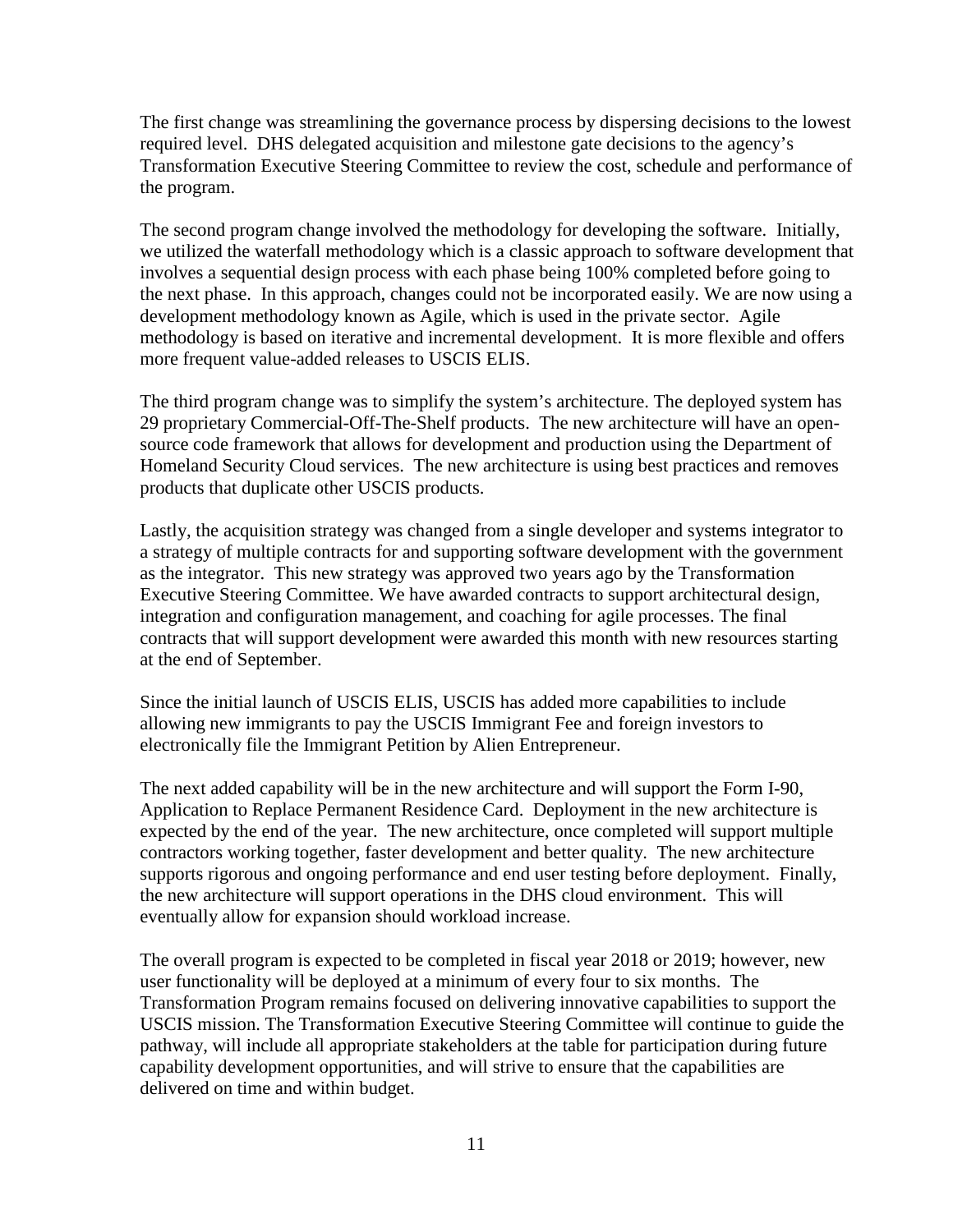The first change was streamlining the governance process by dispersing decisions to the lowest required level. DHS delegated acquisition and milestone gate decisions to the agency's Transformation Executive Steering Committee to review the cost, schedule and performance of the program.

The second program change involved the methodology for developing the software. Initially, we utilized the waterfall methodology which is a classic approach to software development that involves a sequential design process with each phase being 100% completed before going to the next phase. In this approach, changes could not be incorporated easily. We are now using a development methodology known as Agile, which is used in the private sector. Agile methodology is based on iterative and incremental development. It is more flexible and offers more frequent value-added releases to USCIS ELIS.

The third program change was to simplify the system's architecture. The deployed system has 29 proprietary Commercial-Off-The-Shelf products. The new architecture will have an open-source code framework that allows for development and production using the Department of Homeland Security Cloud services. The new architecture is using best practices and removes products that duplicate other USCIS products.

Lastly, the acquisition strategy was changed from a single developer and systems integrator to a strategy of multiple contracts for and supporting software development with the government as the integrator. This new strategy was approved two years ago by the Transformation Executive Steering Committee. We have awarded contracts to support architectural design, integration and configuration management, and coaching for agile processes. The final contracts that will support development were awarded this month with new resources starting at the end of September.

Since the initial launch of USCIS ELIS, USCIS has added more capabilities to include allowing new immigrants to pay the USCIS Immigrant Fee and foreign investors to electronically file the Immigrant Petition by Alien Entrepreneur.

The next added capability will be in the new architecture and will support the Form I-90, Application to Replace Permanent Residence Card. Deployment in the new architecture is expected by the end of the year. The new architecture, once completed will support multiple contractors working together, faster development and better quality. The new architecture supports rigorous and ongoing performance and end user testing before deployment. Finally, the new architecture will support operations in the DHS cloud environment. This will eventually allow for expansion should workload increase.

The overall program is expected to be completed in fiscal year 2018 or 2019; however, new user functionality will be deployed at a minimum of every four to six months. The Transformation Program remains focused on delivering innovative capabilities to support the USCIS mission. The Transformation Executive Steering Committee will continue to guide the pathway, will include all appropriate stakeholders at the table for participation during future capability development opportunities, and will strive to ensure that the capabilities are delivered on time and within budget.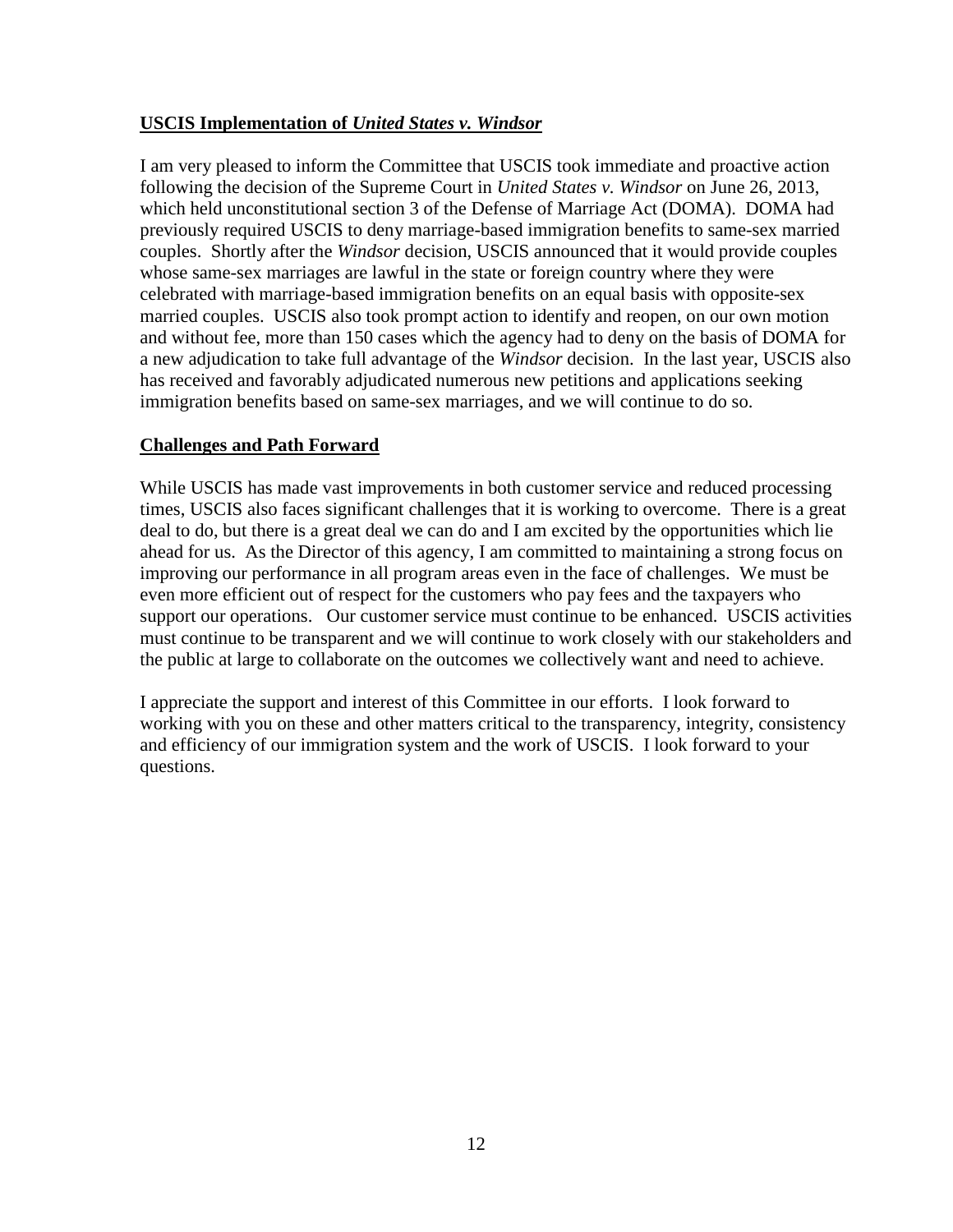## **USCIS Implementation of *United States v. Windsor***

I am very pleased to inform the Committee that USCIS took immediate and proactive action following the decision of the Supreme Court in *United States v. Windsor* on June 26, 2013, which held unconstitutional section 3 of the Defense of Marriage Act (DOMA). DOMA had previously required USCIS to deny marriage-based immigration benefits to same-sex married couples. Shortly after the *Windsor* decision, USCIS announced that it would provide couples whose same-sex marriages are lawful in the state or foreign country where they were celebrated with marriage-based immigration benefits on an equal basis with opposite-sex married couples. USCIS also took prompt action to identify and reopen, on our own motion and without fee, more than 150 cases which the agency had to deny on the basis of DOMA for a new adjudication to take full advantage of the *Windsor* decision. In the last year, USCIS also has received and favorably adjudicated numerous new petitions and applications seeking immigration benefits based on same-sex marriages, and we will continue to do so.

## **Challenges and Path Forward**

While USCIS has made vast improvements in both customer service and reduced processing times, USCIS also faces significant challenges that it is working to overcome. There is a great deal to do, but there is a great deal we can do and I am excited by the opportunities which lie ahead for us. As the Director of this agency, I am committed to maintaining a strong focus on improving our performance in all program areas even in the face of challenges. We must be even more efficient out of respect for the customers who pay fees and the taxpayers who support our operations. Our customer service must continue to be enhanced. USCIS activities must continue to be transparent and we will continue to work closely with our stakeholders and the public at large to collaborate on the outcomes we collectively want and need to achieve.

I appreciate the support and interest of this Committee in our efforts. I look forward to working with you on these and other matters critical to the transparency, integrity, consistency and efficiency of our immigration system and the work of USCIS. I look forward to your questions.